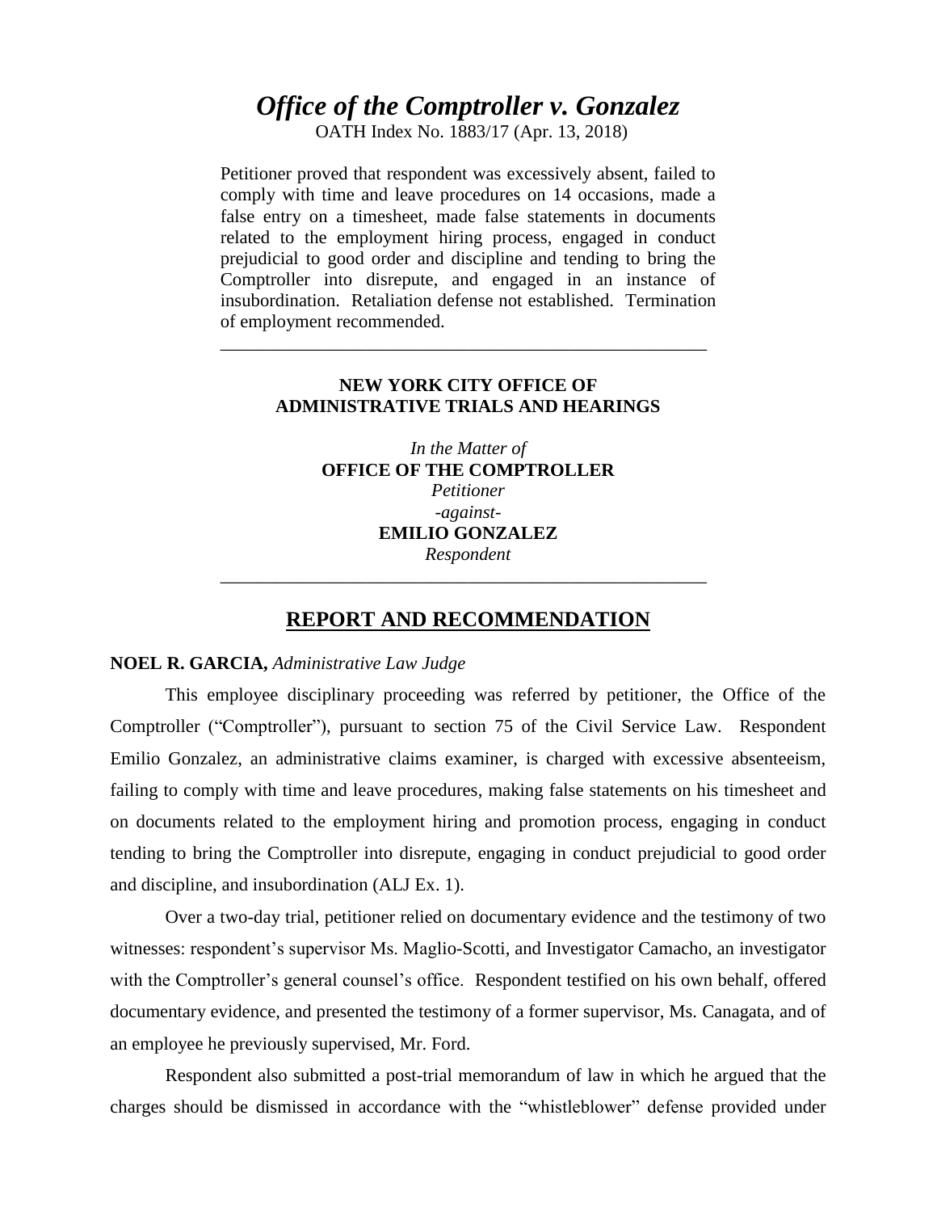# *Office of the Comptroller v. Gonzalez*

OATH Index No. 1883/17 (Apr. 13, 2018)

Petitioner proved that respondent was excessively absent, failed to comply with time and leave procedures on 14 occasions, made a false entry on a timesheet, made false statements in documents related to the employment hiring process, engaged in conduct prejudicial to good order and discipline and tending to bring the Comptroller into disrepute, and engaged in an instance of insubordination. Retaliation defense not established. Termination of employment recommended.

---

**NEW YORK CITY OFFICE OF ADMINISTRATIVE TRIALS AND HEARINGS**

*In the Matter of*
**OFFICE OF THE COMPTROLLER**
*Petitioner*
*-against-*
**EMILIO GONZALEZ**
*Respondent*

---

## REPORT AND RECOMMENDATION

**NOEL R. GARCIA,** *Administrative Law Judge*

This employee disciplinary proceeding was referred by petitioner, the Office of the Comptroller ("Comptroller"), pursuant to section 75 of the Civil Service Law. Respondent Emilio Gonzalez, an administrative claims examiner, is charged with excessive absenteeism, failing to comply with time and leave procedures, making false statements on his timesheet and on documents related to the employment hiring and promotion process, engaging in conduct tending to bring the Comptroller into disrepute, engaging in conduct prejudicial to good order and discipline, and insubordination (ALJ Ex. 1).

Over a two-day trial, petitioner relied on documentary evidence and the testimony of two witnesses: respondent's supervisor Ms. Maglio-Scotti, and Investigator Camacho, an investigator with the Comptroller's general counsel's office. Respondent testified on his own behalf, offered documentary evidence, and presented the testimony of a former supervisor, Ms. Canagata, and of an employee he previously supervised, Mr. Ford.

Respondent also submitted a post-trial memorandum of law in which he argued that the charges should be dismissed in accordance with the "whistleblower" defense provided under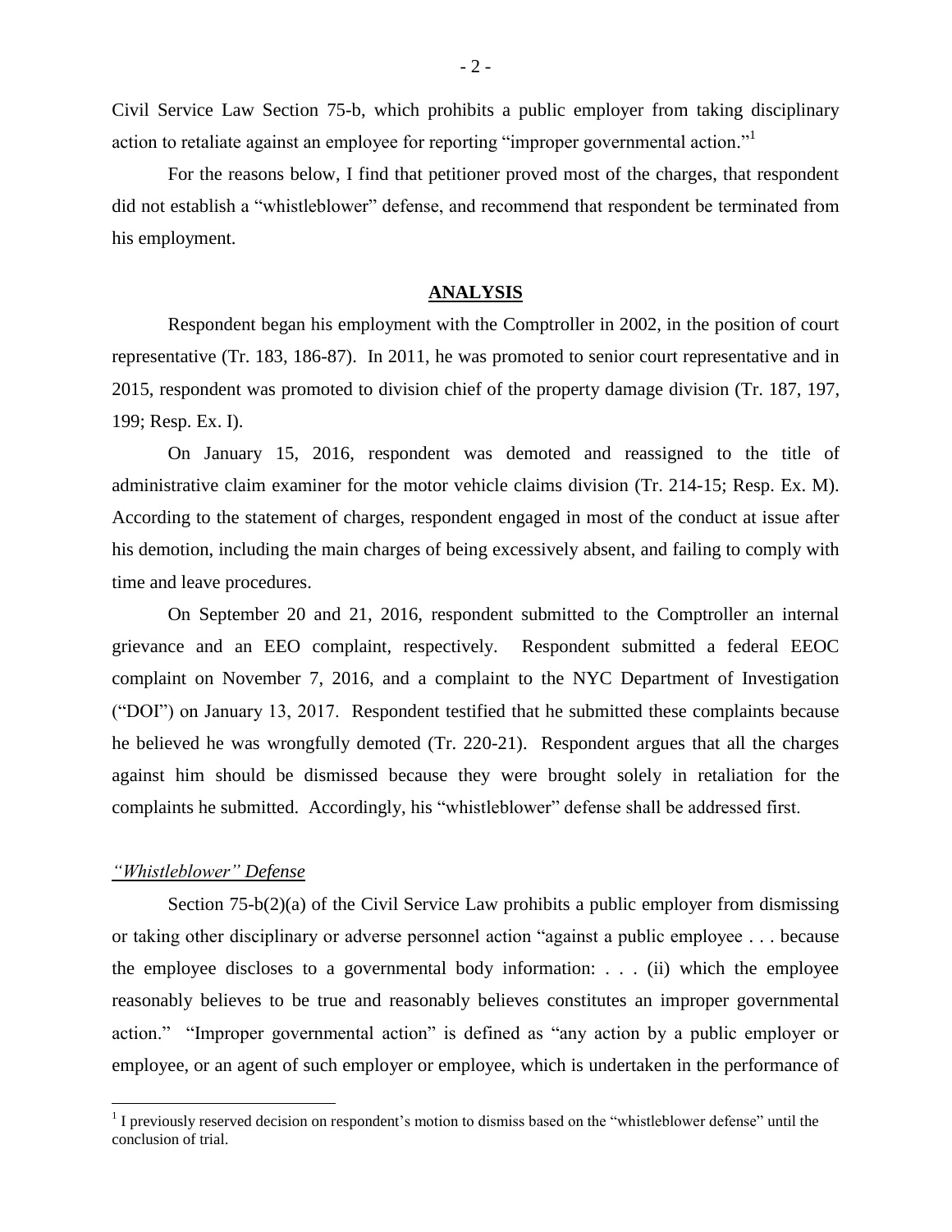Civil Service Law Section 75-b, which prohibits a public employer from taking disciplinary action to retaliate against an employee for reporting "improper governmental action."[1]

For the reasons below, I find that petitioner proved most of the charges, that respondent did not establish a "whistleblower" defense, and recommend that respondent be terminated from his employment.

## ANALYSIS

Respondent began his employment with the Comptroller in 2002, in the position of court representative (Tr. 183, 186-87). In 2011, he was promoted to senior court representative and in 2015, respondent was promoted to division chief of the property damage division (Tr. 187, 197, 199; Resp. Ex. I).

On January 15, 2016, respondent was demoted and reassigned to the title of administrative claim examiner for the motor vehicle claims division (Tr. 214-15; Resp. Ex. M). According to the statement of charges, respondent engaged in most of the conduct at issue after his demotion, including the main charges of being excessively absent, and failing to comply with time and leave procedures.

On September 20 and 21, 2016, respondent submitted to the Comptroller an internal grievance and an EEO complaint, respectively. Respondent submitted a federal EEOC complaint on November 7, 2016, and a complaint to the NYC Department of Investigation ("DOI") on January 13, 2017. Respondent testified that he submitted these complaints because he believed he was wrongfully demoted (Tr. 220-21). Respondent argues that all the charges against him should be dismissed because they were brought solely in retaliation for the complaints he submitted. Accordingly, his "whistleblower" defense shall be addressed first.

### *"Whistleblower" Defense*

Section 75-b(2)(a) of the Civil Service Law prohibits a public employer from dismissing or taking other disciplinary or adverse personnel action "against a public employee . . . because the employee discloses to a governmental body information: . . . (ii) which the employee reasonably believes to be true and reasonably believes constitutes an improper governmental action." "Improper governmental action" is defined as "any action by a public employer or employee, or an agent of such employer or employee, which is undertaken in the performance of

[1] I previously reserved decision on respondent's motion to dismiss based on the "whistleblower defense" until the conclusion of trial.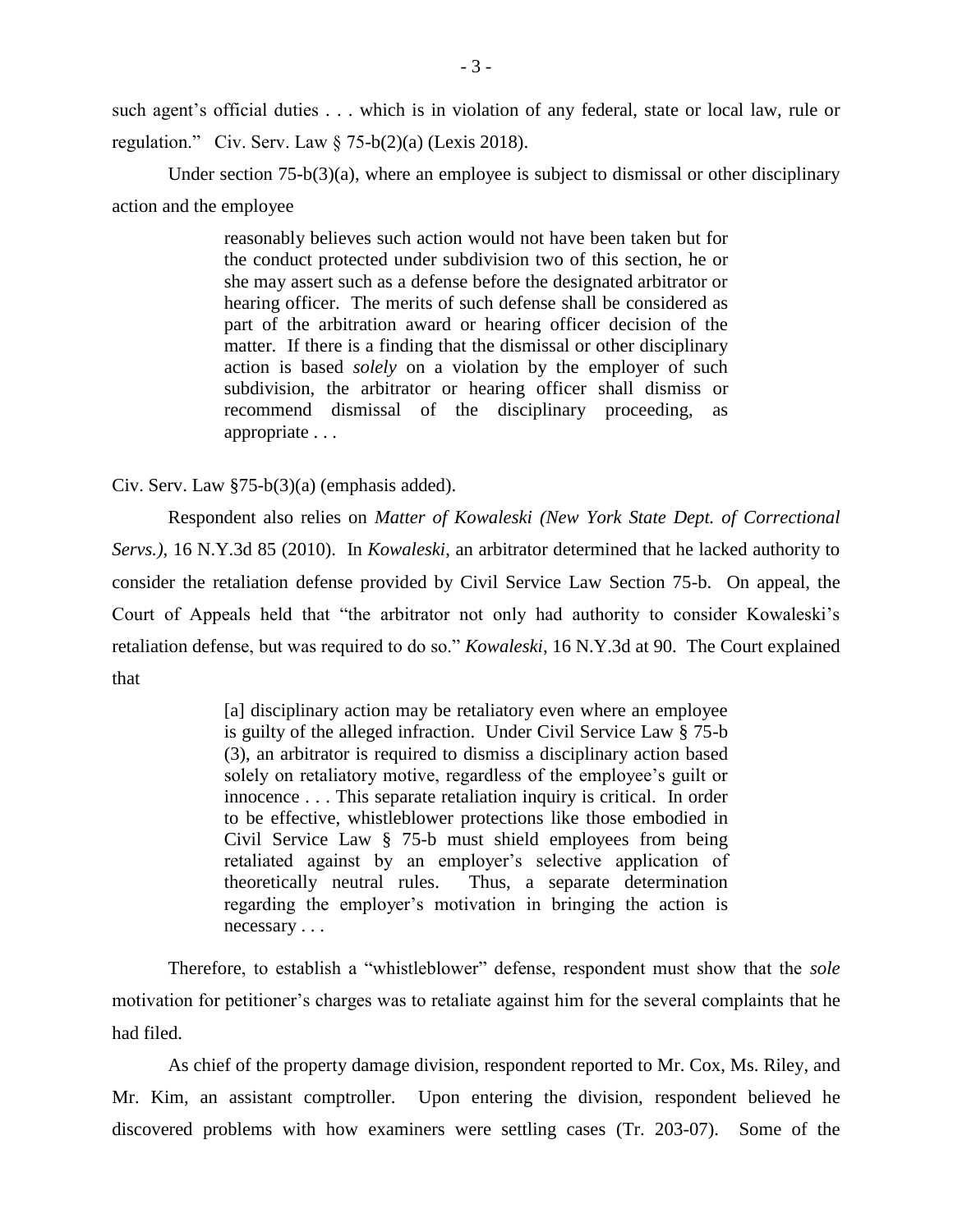such agent's official duties . . . which is in violation of any federal, state or local law, rule or regulation." Civ. Serv. Law § 75-b(2)(a) (Lexis 2018).

Under section 75-b(3)(a), where an employee is subject to dismissal or other disciplinary action and the employee

> reasonably believes such action would not have been taken but for the conduct protected under subdivision two of this section, he or she may assert such as a defense before the designated arbitrator or hearing officer. The merits of such defense shall be considered as part of the arbitration award or hearing officer decision of the matter. If there is a finding that the dismissal or other disciplinary action is based *solely* on a violation by the employer of such subdivision, the arbitrator or hearing officer shall dismiss or recommend dismissal of the disciplinary proceeding, as appropriate . . .

Civ. Serv. Law §75-b(3)(a) (emphasis added).

Respondent also relies on *Matter of Kowaleski (New York State Dept. of Correctional Servs.)*, 16 N.Y.3d 85 (2010). In *Kowaleski*, an arbitrator determined that he lacked authority to consider the retaliation defense provided by Civil Service Law Section 75-b. On appeal, the Court of Appeals held that "the arbitrator not only had authority to consider Kowaleski's retaliation defense, but was required to do so." *Kowaleski*, 16 N.Y.3d at 90. The Court explained that

> [a] disciplinary action may be retaliatory even where an employee is guilty of the alleged infraction. Under Civil Service Law § 75-b (3), an arbitrator is required to dismiss a disciplinary action based solely on retaliatory motive, regardless of the employee's guilt or innocence . . . This separate retaliation inquiry is critical. In order to be effective, whistleblower protections like those embodied in Civil Service Law § 75-b must shield employees from being retaliated against by an employer's selective application of theoretically neutral rules. Thus, a separate determination regarding the employer's motivation in bringing the action is necessary . . .

Therefore, to establish a "whistleblower" defense, respondent must show that the *sole* motivation for petitioner's charges was to retaliate against him for the several complaints that he had filed.

As chief of the property damage division, respondent reported to Mr. Cox, Ms. Riley, and Mr. Kim, an assistant comptroller. Upon entering the division, respondent believed he discovered problems with how examiners were settling cases (Tr. 203-07). Some of the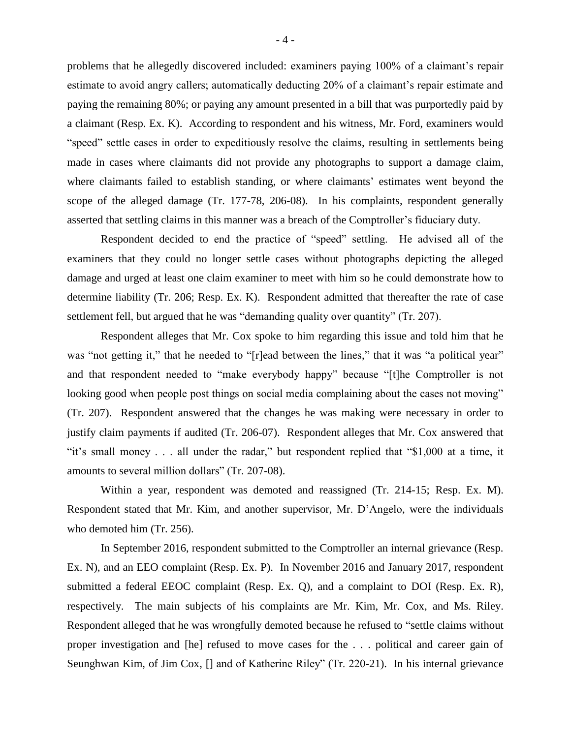problems that he allegedly discovered included: examiners paying 100% of a claimant's repair estimate to avoid angry callers; automatically deducting 20% of a claimant's repair estimate and paying the remaining 80%; or paying any amount presented in a bill that was purportedly paid by a claimant (Resp. Ex. K). According to respondent and his witness, Mr. Ford, examiners would "speed" settle cases in order to expeditiously resolve the claims, resulting in settlements being made in cases where claimants did not provide any photographs to support a damage claim, where claimants failed to establish standing, or where claimants' estimates went beyond the scope of the alleged damage (Tr. 177-78, 206-08). In his complaints, respondent generally asserted that settling claims in this manner was a breach of the Comptroller's fiduciary duty.

Respondent decided to end the practice of "speed" settling. He advised all of the examiners that they could no longer settle cases without photographs depicting the alleged damage and urged at least one claim examiner to meet with him so he could demonstrate how to determine liability (Tr. 206; Resp. Ex. K). Respondent admitted that thereafter the rate of case settlement fell, but argued that he was "demanding quality over quantity" (Tr. 207).

Respondent alleges that Mr. Cox spoke to him regarding this issue and told him that he was "not getting it," that he needed to "[r]ead between the lines," that it was "a political year" and that respondent needed to "make everybody happy" because "[t]he Comptroller is not looking good when people post things on social media complaining about the cases not moving" (Tr. 207). Respondent answered that the changes he was making were necessary in order to justify claim payments if audited (Tr. 206-07). Respondent alleges that Mr. Cox answered that "it's small money . . . all under the radar," but respondent replied that "$1,000 at a time, it amounts to several million dollars" (Tr. 207-08).

Within a year, respondent was demoted and reassigned (Tr. 214-15; Resp. Ex. M). Respondent stated that Mr. Kim, and another supervisor, Mr. D'Angelo, were the individuals who demoted him (Tr. 256).

In September 2016, respondent submitted to the Comptroller an internal grievance (Resp. Ex. N), and an EEO complaint (Resp. Ex. P). In November 2016 and January 2017, respondent submitted a federal EEOC complaint (Resp. Ex. Q), and a complaint to DOI (Resp. Ex. R), respectively. The main subjects of his complaints are Mr. Kim, Mr. Cox, and Ms. Riley. Respondent alleged that he was wrongfully demoted because he refused to "settle claims without proper investigation and [he] refused to move cases for the . . . political and career gain of Seunghwan Kim, of Jim Cox, [] and of Katherine Riley" (Tr. 220-21). In his internal grievance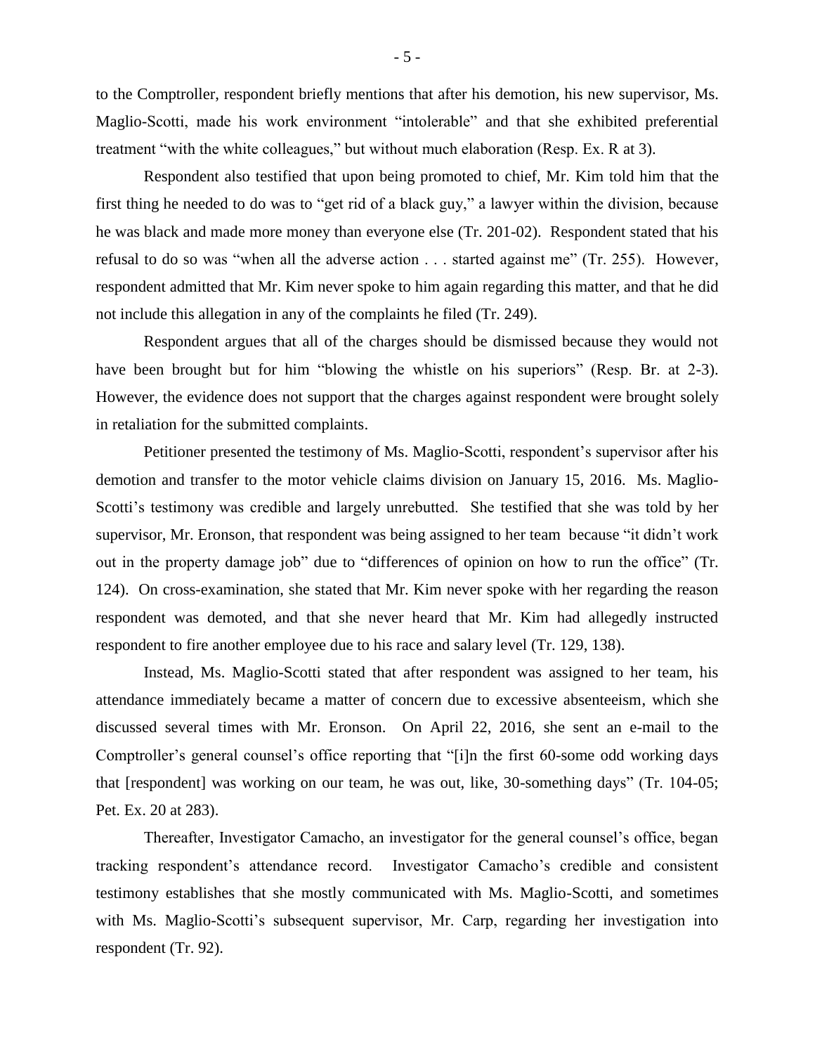to the Comptroller, respondent briefly mentions that after his demotion, his new supervisor, Ms. Maglio-Scotti, made his work environment "intolerable" and that she exhibited preferential treatment "with the white colleagues," but without much elaboration (Resp. Ex. R at 3).

Respondent also testified that upon being promoted to chief, Mr. Kim told him that the first thing he needed to do was to "get rid of a black guy," a lawyer within the division, because he was black and made more money than everyone else (Tr. 201-02). Respondent stated that his refusal to do so was "when all the adverse action . . . started against me" (Tr. 255). However, respondent admitted that Mr. Kim never spoke to him again regarding this matter, and that he did not include this allegation in any of the complaints he filed (Tr. 249).

Respondent argues that all of the charges should be dismissed because they would not have been brought but for him "blowing the whistle on his superiors" (Resp. Br. at 2-3). However, the evidence does not support that the charges against respondent were brought solely in retaliation for the submitted complaints.

Petitioner presented the testimony of Ms. Maglio-Scotti, respondent's supervisor after his demotion and transfer to the motor vehicle claims division on January 15, 2016. Ms. Maglio-Scotti's testimony was credible and largely unrebutted. She testified that she was told by her supervisor, Mr. Eronson, that respondent was being assigned to her team because "it didn't work out in the property damage job" due to "differences of opinion on how to run the office" (Tr. 124). On cross-examination, she stated that Mr. Kim never spoke with her regarding the reason respondent was demoted, and that she never heard that Mr. Kim had allegedly instructed respondent to fire another employee due to his race and salary level (Tr. 129, 138).

Instead, Ms. Maglio-Scotti stated that after respondent was assigned to her team, his attendance immediately became a matter of concern due to excessive absenteeism, which she discussed several times with Mr. Eronson. On April 22, 2016, she sent an e-mail to the Comptroller's general counsel's office reporting that "[i]n the first 60-some odd working days that [respondent] was working on our team, he was out, like, 30-something days" (Tr. 104-05; Pet. Ex. 20 at 283).

Thereafter, Investigator Camacho, an investigator for the general counsel's office, began tracking respondent's attendance record. Investigator Camacho's credible and consistent testimony establishes that she mostly communicated with Ms. Maglio-Scotti, and sometimes with Ms. Maglio-Scotti's subsequent supervisor, Mr. Carp, regarding her investigation into respondent (Tr. 92).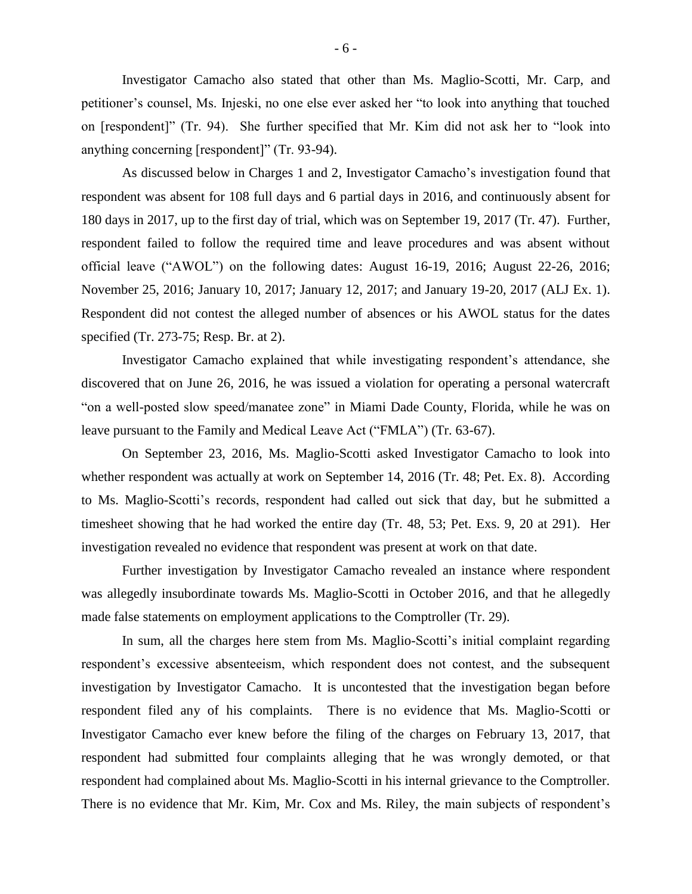Investigator Camacho also stated that other than Ms. Maglio-Scotti, Mr. Carp, and petitioner's counsel, Ms. Injeski, no one else ever asked her "to look into anything that touched on [respondent]" (Tr. 94). She further specified that Mr. Kim did not ask her to "look into anything concerning [respondent]" (Tr. 93-94).

As discussed below in Charges 1 and 2, Investigator Camacho's investigation found that respondent was absent for 108 full days and 6 partial days in 2016, and continuously absent for 180 days in 2017, up to the first day of trial, which was on September 19, 2017 (Tr. 47). Further, respondent failed to follow the required time and leave procedures and was absent without official leave ("AWOL") on the following dates: August 16-19, 2016; August 22-26, 2016; November 25, 2016; January 10, 2017; January 12, 2017; and January 19-20, 2017 (ALJ Ex. 1). Respondent did not contest the alleged number of absences or his AWOL status for the dates specified (Tr. 273-75; Resp. Br. at 2).

Investigator Camacho explained that while investigating respondent's attendance, she discovered that on June 26, 2016, he was issued a violation for operating a personal watercraft "on a well-posted slow speed/manatee zone" in Miami Dade County, Florida, while he was on leave pursuant to the Family and Medical Leave Act ("FMLA") (Tr. 63-67).

On September 23, 2016, Ms. Maglio-Scotti asked Investigator Camacho to look into whether respondent was actually at work on September 14, 2016 (Tr. 48; Pet. Ex. 8). According to Ms. Maglio-Scotti's records, respondent had called out sick that day, but he submitted a timesheet showing that he had worked the entire day (Tr. 48, 53; Pet. Exs. 9, 20 at 291). Her investigation revealed no evidence that respondent was present at work on that date.

Further investigation by Investigator Camacho revealed an instance where respondent was allegedly insubordinate towards Ms. Maglio-Scotti in October 2016, and that he allegedly made false statements on employment applications to the Comptroller (Tr. 29).

In sum, all the charges here stem from Ms. Maglio-Scotti's initial complaint regarding respondent's excessive absenteeism, which respondent does not contest, and the subsequent investigation by Investigator Camacho. It is uncontested that the investigation began before respondent filed any of his complaints. There is no evidence that Ms. Maglio-Scotti or Investigator Camacho ever knew before the filing of the charges on February 13, 2017, that respondent had submitted four complaints alleging that he was wrongly demoted, or that respondent had complained about Ms. Maglio-Scotti in his internal grievance to the Comptroller. There is no evidence that Mr. Kim, Mr. Cox and Ms. Riley, the main subjects of respondent's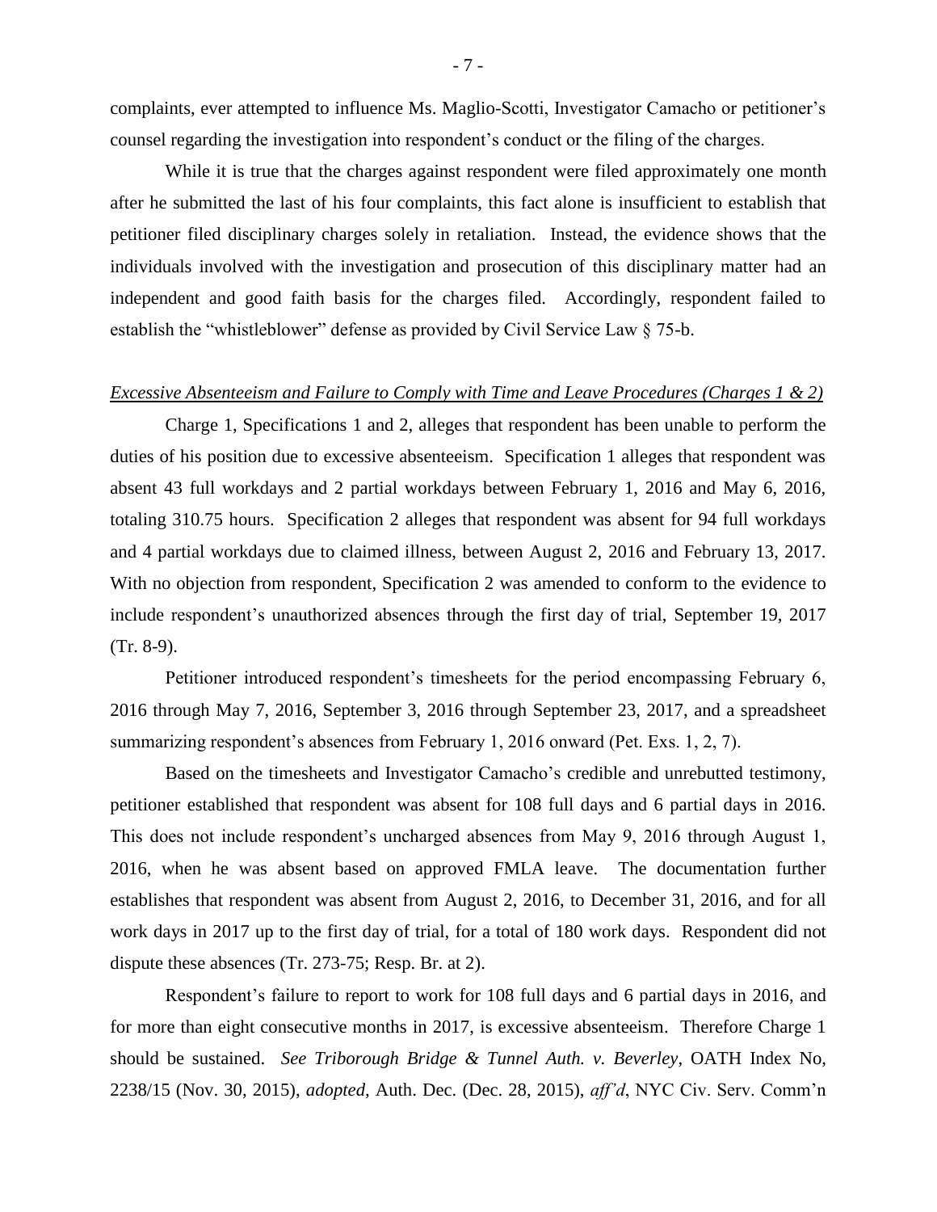complaints, ever attempted to influence Ms. Maglio-Scotti, Investigator Camacho or petitioner's counsel regarding the investigation into respondent's conduct or the filing of the charges.

While it is true that the charges against respondent were filed approximately one month after he submitted the last of his four complaints, this fact alone is insufficient to establish that petitioner filed disciplinary charges solely in retaliation. Instead, the evidence shows that the individuals involved with the investigation and prosecution of this disciplinary matter had an independent and good faith basis for the charges filed. Accordingly, respondent failed to establish the "whistleblower" defense as provided by Civil Service Law § 75-b.

*Excessive Absenteeism and Failure to Comply with Time and Leave Procedures (Charges 1 & 2)*

Charge 1, Specifications 1 and 2, alleges that respondent has been unable to perform the duties of his position due to excessive absenteeism. Specification 1 alleges that respondent was absent 43 full workdays and 2 partial workdays between February 1, 2016 and May 6, 2016, totaling 310.75 hours. Specification 2 alleges that respondent was absent for 94 full workdays and 4 partial workdays due to claimed illness, between August 2, 2016 and February 13, 2017. With no objection from respondent, Specification 2 was amended to conform to the evidence to include respondent's unauthorized absences through the first day of trial, September 19, 2017 (Tr. 8-9).

Petitioner introduced respondent's timesheets for the period encompassing February 6, 2016 through May 7, 2016, September 3, 2016 through September 23, 2017, and a spreadsheet summarizing respondent's absences from February 1, 2016 onward (Pet. Exs. 1, 2, 7).

Based on the timesheets and Investigator Camacho's credible and unrebutted testimony, petitioner established that respondent was absent for 108 full days and 6 partial days in 2016. This does not include respondent's uncharged absences from May 9, 2016 through August 1, 2016, when he was absent based on approved FMLA leave. The documentation further establishes that respondent was absent from August 2, 2016, to December 31, 2016, and for all work days in 2017 up to the first day of trial, for a total of 180 work days. Respondent did not dispute these absences (Tr. 273-75; Resp. Br. at 2).

Respondent's failure to report to work for 108 full days and 6 partial days in 2016, and for more than eight consecutive months in 2017, is excessive absenteeism. Therefore Charge 1 should be sustained. *See Triborough Bridge & Tunnel Auth. v. Beverley*, OATH Index No, 2238/15 (Nov. 30, 2015), *adopted*, Auth. Dec. (Dec. 28, 2015), *aff'd*, NYC Civ. Serv. Comm'n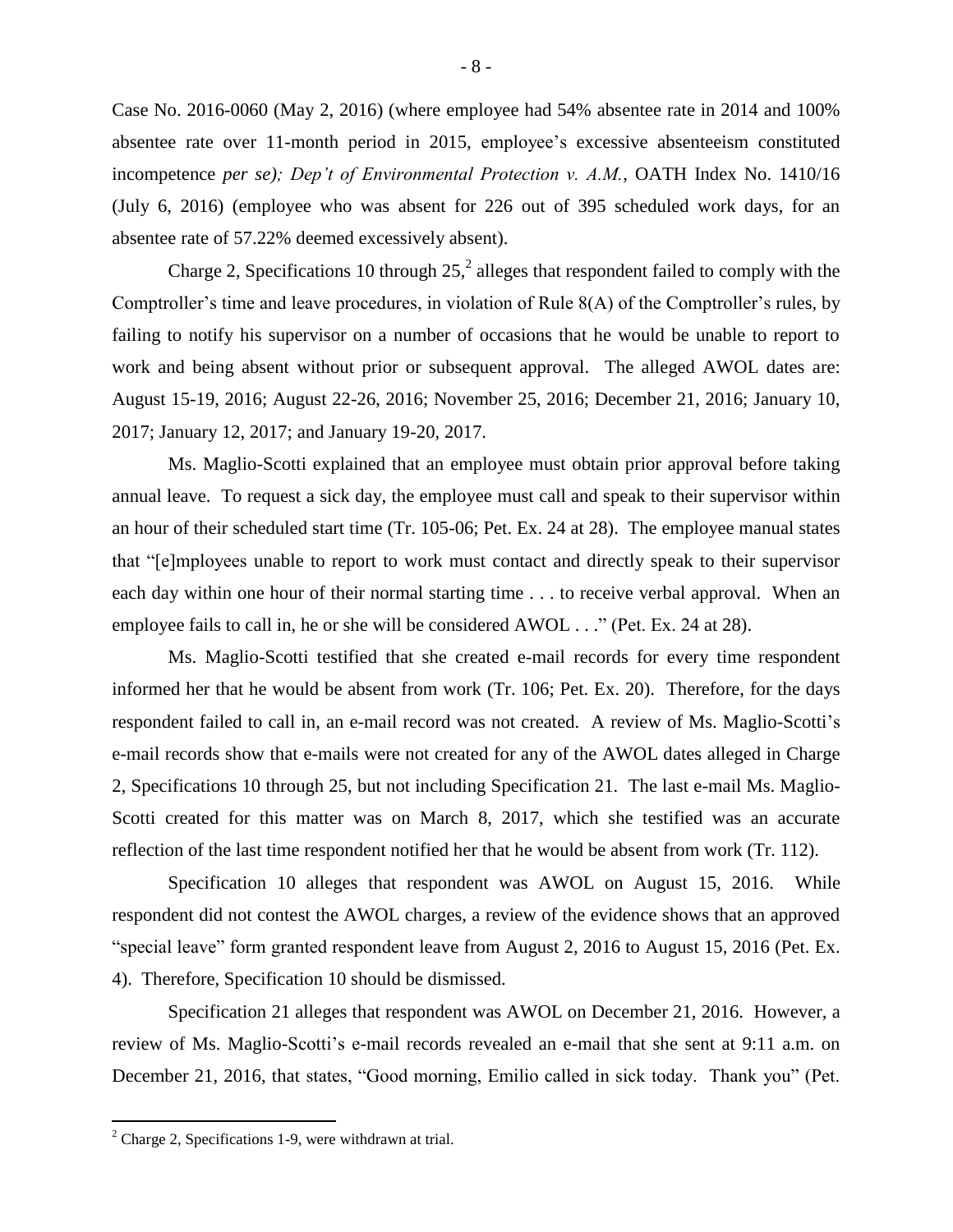Case No. 2016-0060 (May 2, 2016) (where employee had 54% absentee rate in 2014 and 100% absentee rate over 11-month period in 2015, employee's excessive absenteeism constituted incompetence *per se); Dep't of Environmental Protection v. A.M.*, OATH Index No. 1410/16 (July 6, 2016) (employee who was absent for 226 out of 395 scheduled work days, for an absentee rate of 57.22% deemed excessively absent).

Charge 2, Specifications 10 through 25,[2] alleges that respondent failed to comply with the Comptroller's time and leave procedures, in violation of Rule 8(A) of the Comptroller's rules, by failing to notify his supervisor on a number of occasions that he would be unable to report to work and being absent without prior or subsequent approval. The alleged AWOL dates are: August 15-19, 2016; August 22-26, 2016; November 25, 2016; December 21, 2016; January 10, 2017; January 12, 2017; and January 19-20, 2017.

Ms. Maglio-Scotti explained that an employee must obtain prior approval before taking annual leave. To request a sick day, the employee must call and speak to their supervisor within an hour of their scheduled start time (Tr. 105-06; Pet. Ex. 24 at 28). The employee manual states that "[e]mployees unable to report to work must contact and directly speak to their supervisor each day within one hour of their normal starting time . . . to receive verbal approval. When an employee fails to call in, he or she will be considered AWOL . . ." (Pet. Ex. 24 at 28).

Ms. Maglio-Scotti testified that she created e-mail records for every time respondent informed her that he would be absent from work (Tr. 106; Pet. Ex. 20). Therefore, for the days respondent failed to call in, an e-mail record was not created. A review of Ms. Maglio-Scotti's e-mail records show that e-mails were not created for any of the AWOL dates alleged in Charge 2, Specifications 10 through 25, but not including Specification 21. The last e-mail Ms. Maglio-Scotti created for this matter was on March 8, 2017, which she testified was an accurate reflection of the last time respondent notified her that he would be absent from work (Tr. 112).

Specification 10 alleges that respondent was AWOL on August 15, 2016. While respondent did not contest the AWOL charges, a review of the evidence shows that an approved "special leave" form granted respondent leave from August 2, 2016 to August 15, 2016 (Pet. Ex. 4). Therefore, Specification 10 should be dismissed.

Specification 21 alleges that respondent was AWOL on December 21, 2016. However, a review of Ms. Maglio-Scotti's e-mail records revealed an e-mail that she sent at 9:11 a.m. on December 21, 2016, that states, "Good morning, Emilio called in sick today. Thank you" (Pet.

[2] Charge 2, Specifications 1-9, were withdrawn at trial.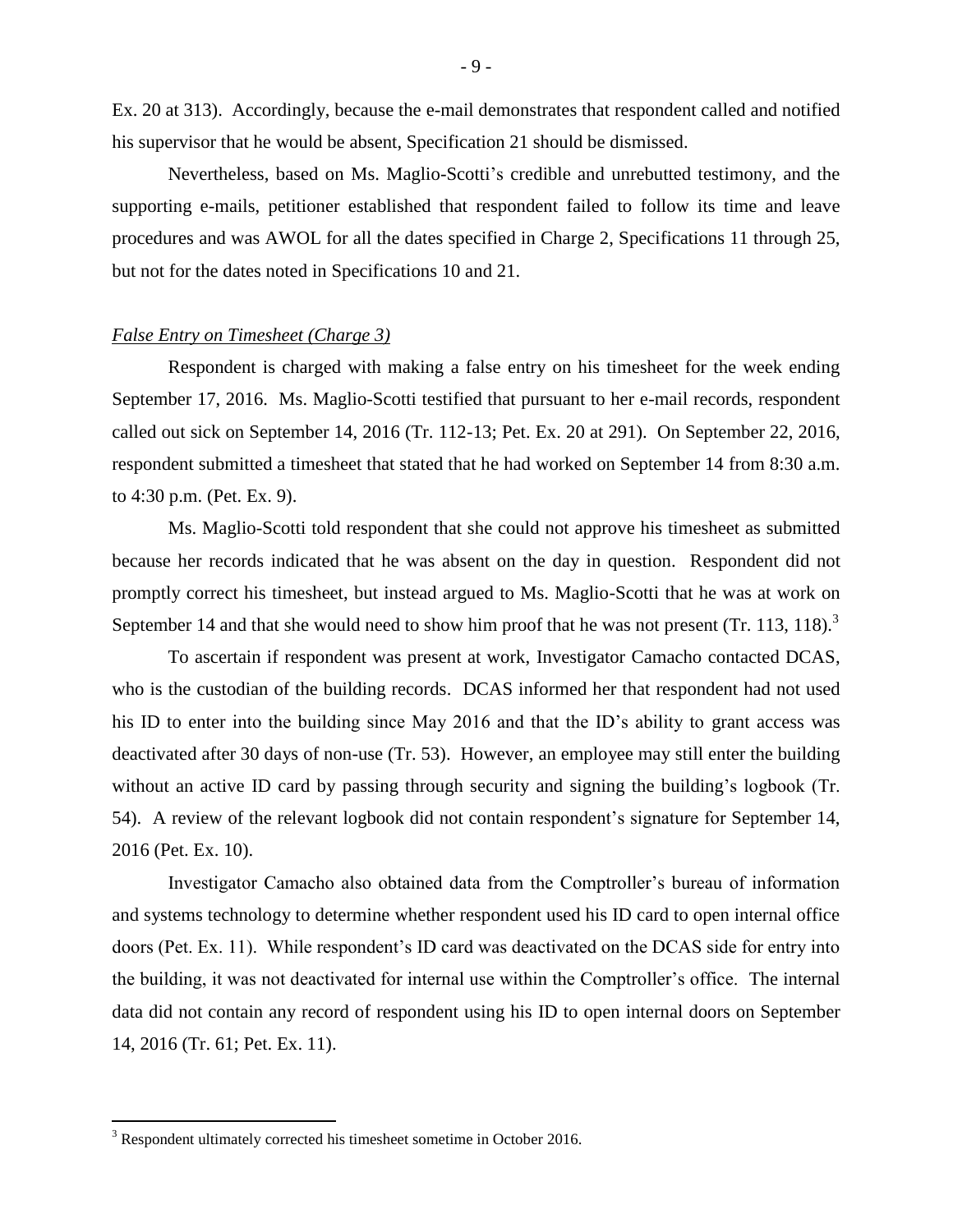Ex. 20 at 313). Accordingly, because the e-mail demonstrates that respondent called and notified his supervisor that he would be absent, Specification 21 should be dismissed.

Nevertheless, based on Ms. Maglio-Scotti's credible and unrebutted testimony, and the supporting e-mails, petitioner established that respondent failed to follow its time and leave procedures and was AWOL for all the dates specified in Charge 2, Specifications 11 through 25, but not for the dates noted in Specifications 10 and 21.

*False Entry on Timesheet (Charge 3)*

Respondent is charged with making a false entry on his timesheet for the week ending September 17, 2016. Ms. Maglio-Scotti testified that pursuant to her e-mail records, respondent called out sick on September 14, 2016 (Tr. 112-13; Pet. Ex. 20 at 291). On September 22, 2016, respondent submitted a timesheet that stated that he had worked on September 14 from 8:30 a.m. to 4:30 p.m. (Pet. Ex. 9).

Ms. Maglio-Scotti told respondent that she could not approve his timesheet as submitted because her records indicated that he was absent on the day in question. Respondent did not promptly correct his timesheet, but instead argued to Ms. Maglio-Scotti that he was at work on September 14 and that she would need to show him proof that he was not present (Tr. 113, 118).[3]

To ascertain if respondent was present at work, Investigator Camacho contacted DCAS, who is the custodian of the building records. DCAS informed her that respondent had not used his ID to enter into the building since May 2016 and that the ID's ability to grant access was deactivated after 30 days of non-use (Tr. 53). However, an employee may still enter the building without an active ID card by passing through security and signing the building's logbook (Tr. 54). A review of the relevant logbook did not contain respondent's signature for September 14, 2016 (Pet. Ex. 10).

Investigator Camacho also obtained data from the Comptroller's bureau of information and systems technology to determine whether respondent used his ID card to open internal office doors (Pet. Ex. 11). While respondent's ID card was deactivated on the DCAS side for entry into the building, it was not deactivated for internal use within the Comptroller's office. The internal data did not contain any record of respondent using his ID to open internal doors on September 14, 2016 (Tr. 61; Pet. Ex. 11).

---

[3] Respondent ultimately corrected his timesheet sometime in October 2016.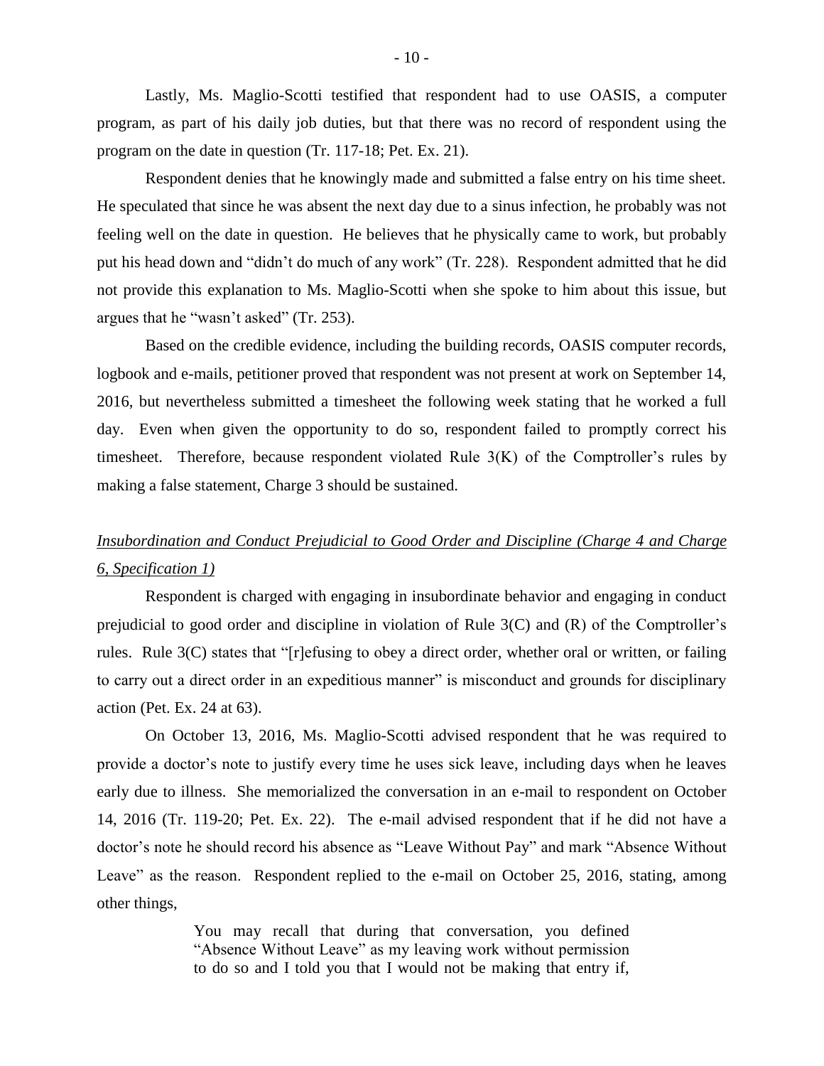Lastly, Ms. Maglio-Scotti testified that respondent had to use OASIS, a computer program, as part of his daily job duties, but that there was no record of respondent using the program on the date in question (Tr. 117-18; Pet. Ex. 21).

Respondent denies that he knowingly made and submitted a false entry on his time sheet. He speculated that since he was absent the next day due to a sinus infection, he probably was not feeling well on the date in question. He believes that he physically came to work, but probably put his head down and "didn't do much of any work" (Tr. 228). Respondent admitted that he did not provide this explanation to Ms. Maglio-Scotti when she spoke to him about this issue, but argues that he "wasn't asked" (Tr. 253).

Based on the credible evidence, including the building records, OASIS computer records, logbook and e-mails, petitioner proved that respondent was not present at work on September 14, 2016, but nevertheless submitted a timesheet the following week stating that he worked a full day. Even when given the opportunity to do so, respondent failed to promptly correct his timesheet. Therefore, because respondent violated Rule 3(K) of the Comptroller's rules by making a false statement, Charge 3 should be sustained.

*<u>Insubordination and Conduct Prejudicial to Good Order and Discipline (Charge 4 and Charge 6, Specification 1)</u>*

Respondent is charged with engaging in insubordinate behavior and engaging in conduct prejudicial to good order and discipline in violation of Rule 3(C) and (R) of the Comptroller's rules. Rule 3(C) states that "[r]efusing to obey a direct order, whether oral or written, or failing to carry out a direct order in an expeditious manner" is misconduct and grounds for disciplinary action (Pet. Ex. 24 at 63).

On October 13, 2016, Ms. Maglio-Scotti advised respondent that he was required to provide a doctor's note to justify every time he uses sick leave, including days when he leaves early due to illness. She memorialized the conversation in an e-mail to respondent on October 14, 2016 (Tr. 119-20; Pet. Ex. 22). The e-mail advised respondent that if he did not have a doctor's note he should record his absence as "Leave Without Pay" and mark "Absence Without Leave" as the reason. Respondent replied to the e-mail on October 25, 2016, stating, among other things,

> You may recall that during that conversation, you defined "Absence Without Leave" as my leaving work without permission to do so and I told you that I would not be making that entry if,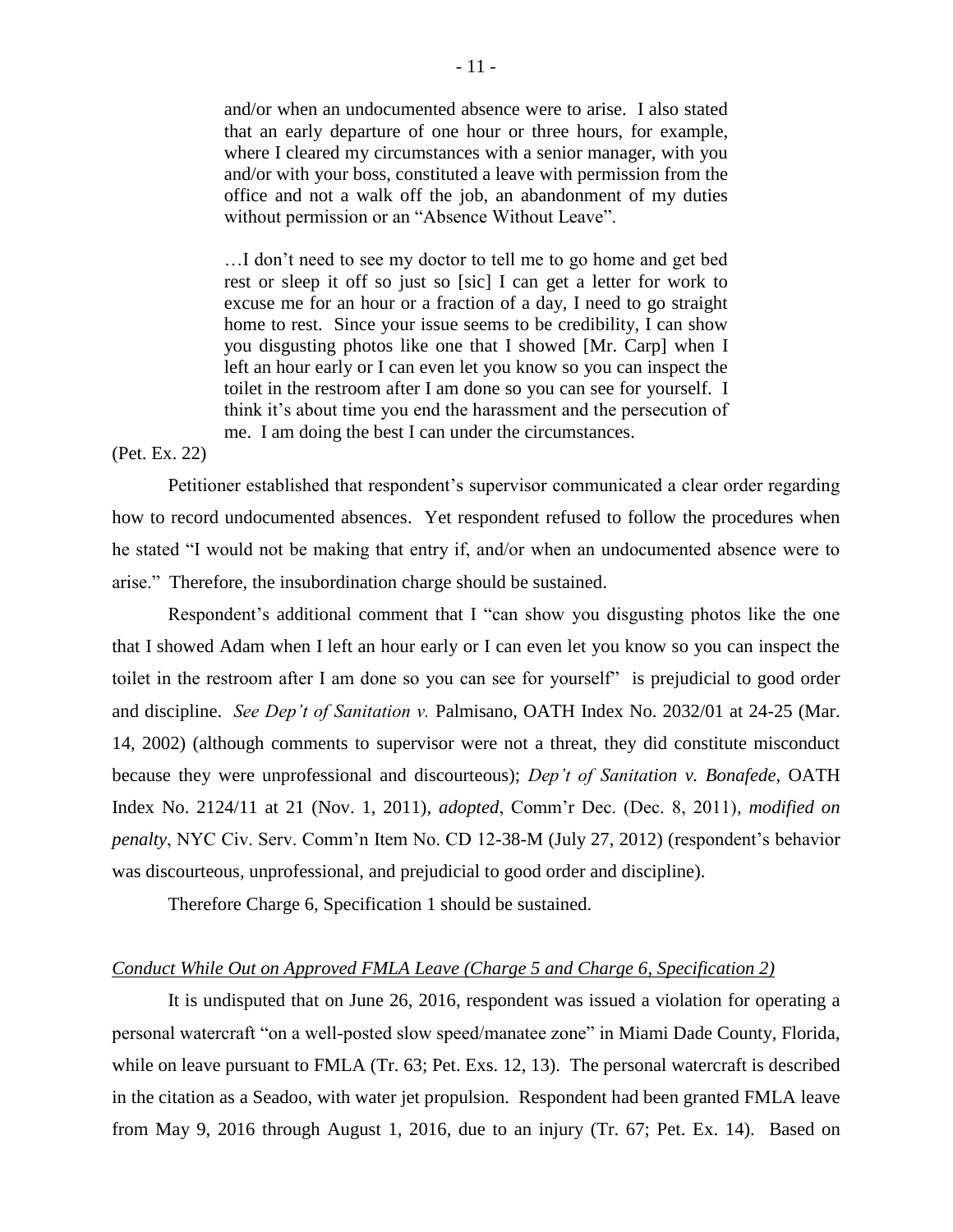> and/or when an undocumented absence were to arise. I also stated that an early departure of one hour or three hours, for example, where I cleared my circumstances with a senior manager, with you and/or with your boss, constituted a leave with permission from the office and not a walk off the job, an abandonment of my duties without permission or an "Absence Without Leave".
>
> …I don't need to see my doctor to tell me to go home and get bed rest or sleep it off so just so [sic] I can get a letter for work to excuse me for an hour or a fraction of a day, I need to go straight home to rest. Since your issue seems to be credibility, I can show you disgusting photos like one that I showed [Mr. Carp] when I left an hour early or I can even let you know so you can inspect the toilet in the restroom after I am done so you can see for yourself. I think it's about time you end the harassment and the persecution of me. I am doing the best I can under the circumstances.

(Pet. Ex. 22)

Petitioner established that respondent's supervisor communicated a clear order regarding how to record undocumented absences. Yet respondent refused to follow the procedures when he stated "I would not be making that entry if, and/or when an undocumented absence were to arise." Therefore, the insubordination charge should be sustained.

Respondent's additional comment that I "can show you disgusting photos like the one that I showed Adam when I left an hour early or I can even let you know so you can inspect the toilet in the restroom after I am done so you can see for yourself" is prejudicial to good order and discipline. *See Dep't of Sanitation v.* Palmisano, OATH Index No. 2032/01 at 24-25 (Mar. 14, 2002) (although comments to supervisor were not a threat, they did constitute misconduct because they were unprofessional and discourteous); *Dep't of Sanitation v. Bonafede*, OATH Index No. 2124/11 at 21 (Nov. 1, 2011), *adopted*, Comm'r Dec. (Dec. 8, 2011), *modified on penalty*, NYC Civ. Serv. Comm'n Item No. CD 12-38-M (July 27, 2012) (respondent's behavior was discourteous, unprofessional, and prejudicial to good order and discipline).

Therefore Charge 6, Specification 1 should be sustained.

*Conduct While Out on Approved FMLA Leave (Charge 5 and Charge 6, Specification 2)*

It is undisputed that on June 26, 2016, respondent was issued a violation for operating a personal watercraft "on a well-posted slow speed/manatee zone" in Miami Dade County, Florida, while on leave pursuant to FMLA (Tr. 63; Pet. Exs. 12, 13). The personal watercraft is described in the citation as a Seadoo, with water jet propulsion. Respondent had been granted FMLA leave from May 9, 2016 through August 1, 2016, due to an injury (Tr. 67; Pet. Ex. 14). Based on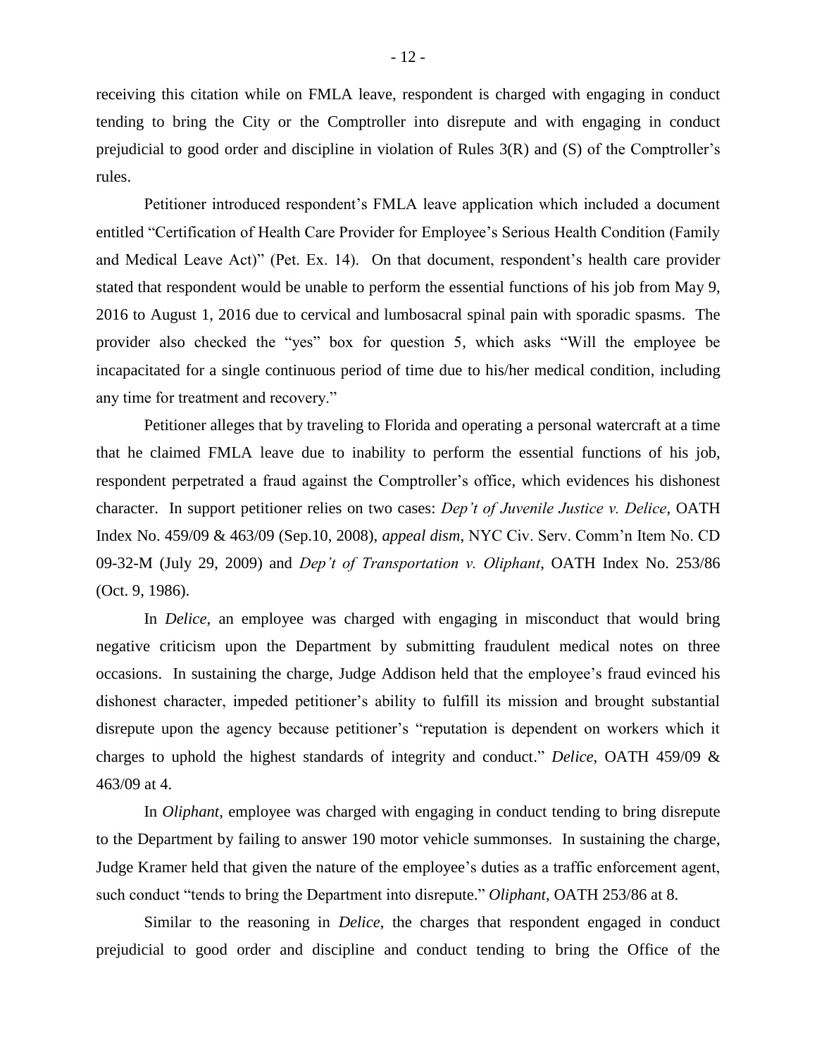receiving this citation while on FMLA leave, respondent is charged with engaging in conduct tending to bring the City or the Comptroller into disrepute and with engaging in conduct prejudicial to good order and discipline in violation of Rules 3(R) and (S) of the Comptroller's rules.

Petitioner introduced respondent's FMLA leave application which included a document entitled "Certification of Health Care Provider for Employee's Serious Health Condition (Family and Medical Leave Act)" (Pet. Ex. 14). On that document, respondent's health care provider stated that respondent would be unable to perform the essential functions of his job from May 9, 2016 to August 1, 2016 due to cervical and lumbosacral spinal pain with sporadic spasms. The provider also checked the "yes" box for question 5, which asks "Will the employee be incapacitated for a single continuous period of time due to his/her medical condition, including any time for treatment and recovery."

Petitioner alleges that by traveling to Florida and operating a personal watercraft at a time that he claimed FMLA leave due to inability to perform the essential functions of his job, respondent perpetrated a fraud against the Comptroller's office, which evidences his dishonest character. In support petitioner relies on two cases: *Dep't of Juvenile Justice v. Delice*, OATH Index No. 459/09 & 463/09 (Sep.10, 2008), *appeal dism*, NYC Civ. Serv. Comm'n Item No. CD 09-32-M (July 29, 2009) and *Dep't of Transportation v. Oliphant*, OATH Index No. 253/86 (Oct. 9, 1986).

In *Delice*, an employee was charged with engaging in misconduct that would bring negative criticism upon the Department by submitting fraudulent medical notes on three occasions. In sustaining the charge, Judge Addison held that the employee's fraud evinced his dishonest character, impeded petitioner's ability to fulfill its mission and brought substantial disrepute upon the agency because petitioner's "reputation is dependent on workers which it charges to uphold the highest standards of integrity and conduct." *Delice*, OATH 459/09 & 463/09 at 4.

In *Oliphant*, employee was charged with engaging in conduct tending to bring disrepute to the Department by failing to answer 190 motor vehicle summonses. In sustaining the charge, Judge Kramer held that given the nature of the employee's duties as a traffic enforcement agent, such conduct "tends to bring the Department into disrepute." *Oliphant*, OATH 253/86 at 8.

Similar to the reasoning in *Delice*, the charges that respondent engaged in conduct prejudicial to good order and discipline and conduct tending to bring the Office of the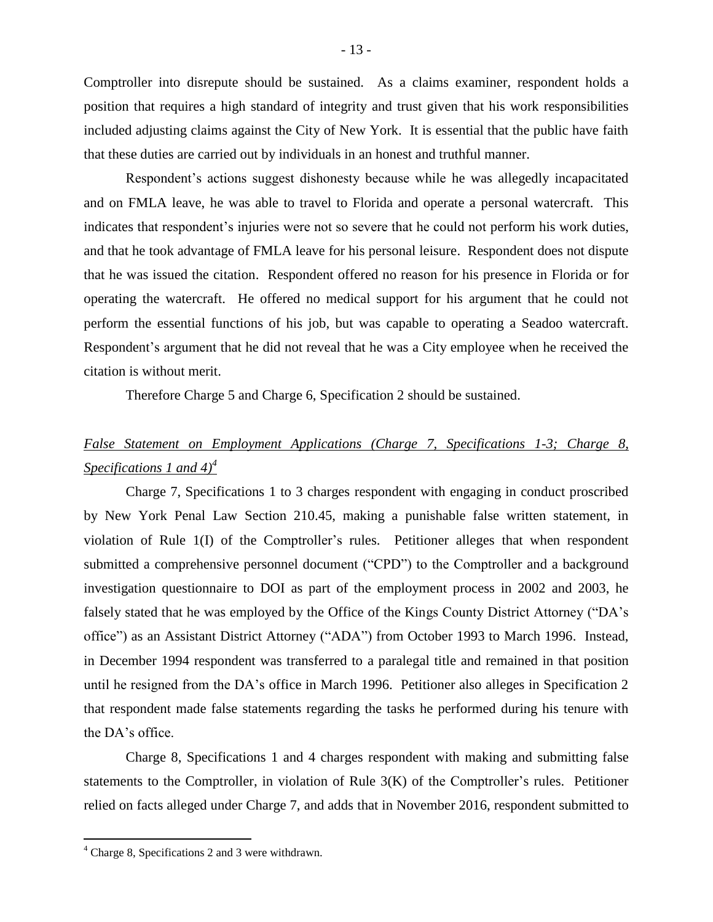Comptroller into disrepute should be sustained. As a claims examiner, respondent holds a position that requires a high standard of integrity and trust given that his work responsibilities included adjusting claims against the City of New York. It is essential that the public have faith that these duties are carried out by individuals in an honest and truthful manner.

Respondent's actions suggest dishonesty because while he was allegedly incapacitated and on FMLA leave, he was able to travel to Florida and operate a personal watercraft. This indicates that respondent's injuries were not so severe that he could not perform his work duties, and that he took advantage of FMLA leave for his personal leisure. Respondent does not dispute that he was issued the citation. Respondent offered no reason for his presence in Florida or for operating the watercraft. He offered no medical support for his argument that he could not perform the essential functions of his job, but was capable to operating a Seadoo watercraft. Respondent's argument that he did not reveal that he was a City employee when he received the citation is without merit.

Therefore Charge 5 and Charge 6, Specification 2 should be sustained.

*__False Statement on Employment Applications (Charge 7, Specifications 1-3; Charge 8, Specifications 1 and 4)__*[4]

Charge 7, Specifications 1 to 3 charges respondent with engaging in conduct proscribed by New York Penal Law Section 210.45, making a punishable false written statement, in violation of Rule 1(I) of the Comptroller's rules. Petitioner alleges that when respondent submitted a comprehensive personnel document ("CPD") to the Comptroller and a background investigation questionnaire to DOI as part of the employment process in 2002 and 2003, he falsely stated that he was employed by the Office of the Kings County District Attorney ("DA's office") as an Assistant District Attorney ("ADA") from October 1993 to March 1996. Instead, in December 1994 respondent was transferred to a paralegal title and remained in that position until he resigned from the DA's office in March 1996. Petitioner also alleges in Specification 2 that respondent made false statements regarding the tasks he performed during his tenure with the DA's office.

Charge 8, Specifications 1 and 4 charges respondent with making and submitting false statements to the Comptroller, in violation of Rule 3(K) of the Comptroller's rules. Petitioner relied on facts alleged under Charge 7, and adds that in November 2016, respondent submitted to

[4] Charge 8, Specifications 2 and 3 were withdrawn.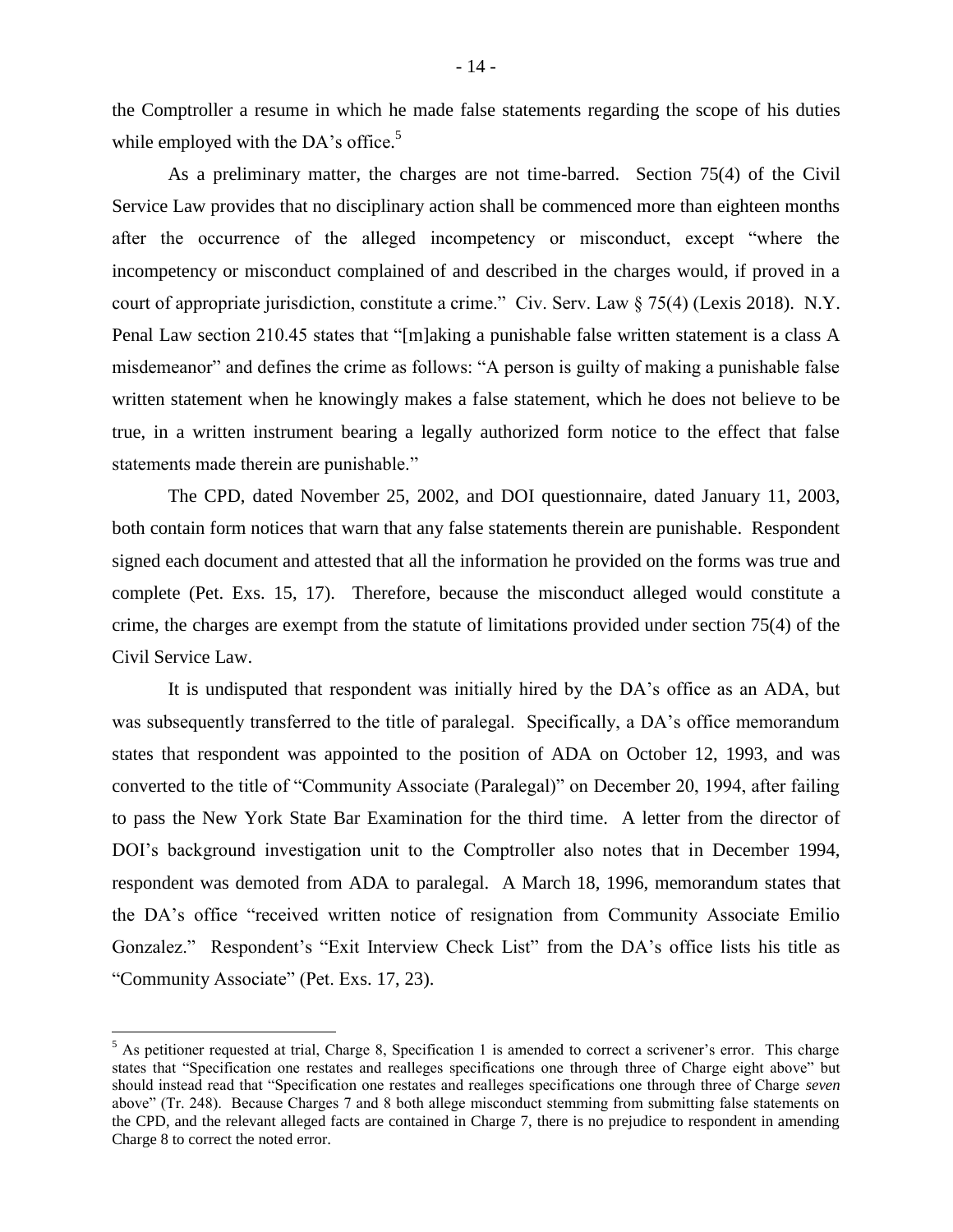the Comptroller a resume in which he made false statements regarding the scope of his duties while employed with the DA's office.[5]

As a preliminary matter, the charges are not time-barred. Section 75(4) of the Civil Service Law provides that no disciplinary action shall be commenced more than eighteen months after the occurrence of the alleged incompetency or misconduct, except "where the incompetency or misconduct complained of and described in the charges would, if proved in a court of appropriate jurisdiction, constitute a crime." Civ. Serv. Law § 75(4) (Lexis 2018). N.Y. Penal Law section 210.45 states that "[m]aking a punishable false written statement is a class A misdemeanor" and defines the crime as follows: "A person is guilty of making a punishable false written statement when he knowingly makes a false statement, which he does not believe to be true, in a written instrument bearing a legally authorized form notice to the effect that false statements made therein are punishable."

The CPD, dated November 25, 2002, and DOI questionnaire, dated January 11, 2003, both contain form notices that warn that any false statements therein are punishable. Respondent signed each document and attested that all the information he provided on the forms was true and complete (Pet. Exs. 15, 17). Therefore, because the misconduct alleged would constitute a crime, the charges are exempt from the statute of limitations provided under section 75(4) of the Civil Service Law.

It is undisputed that respondent was initially hired by the DA's office as an ADA, but was subsequently transferred to the title of paralegal. Specifically, a DA's office memorandum states that respondent was appointed to the position of ADA on October 12, 1993, and was converted to the title of "Community Associate (Paralegal)" on December 20, 1994, after failing to pass the New York State Bar Examination for the third time. A letter from the director of DOI's background investigation unit to the Comptroller also notes that in December 1994, respondent was demoted from ADA to paralegal. A March 18, 1996, memorandum states that the DA's office "received written notice of resignation from Community Associate Emilio Gonzalez." Respondent's "Exit Interview Check List" from the DA's office lists his title as "Community Associate" (Pet. Exs. 17, 23).

---

[5] As petitioner requested at trial, Charge 8, Specification 1 is amended to correct a scrivener's error. This charge states that "Specification one restates and realleges specifications one through three of Charge eight above" but should instead read that "Specification one restates and realleges specifications one through three of Charge *seven* above" (Tr. 248). Because Charges 7 and 8 both allege misconduct stemming from submitting false statements on the CPD, and the relevant alleged facts are contained in Charge 7, there is no prejudice to respondent in amending Charge 8 to correct the noted error.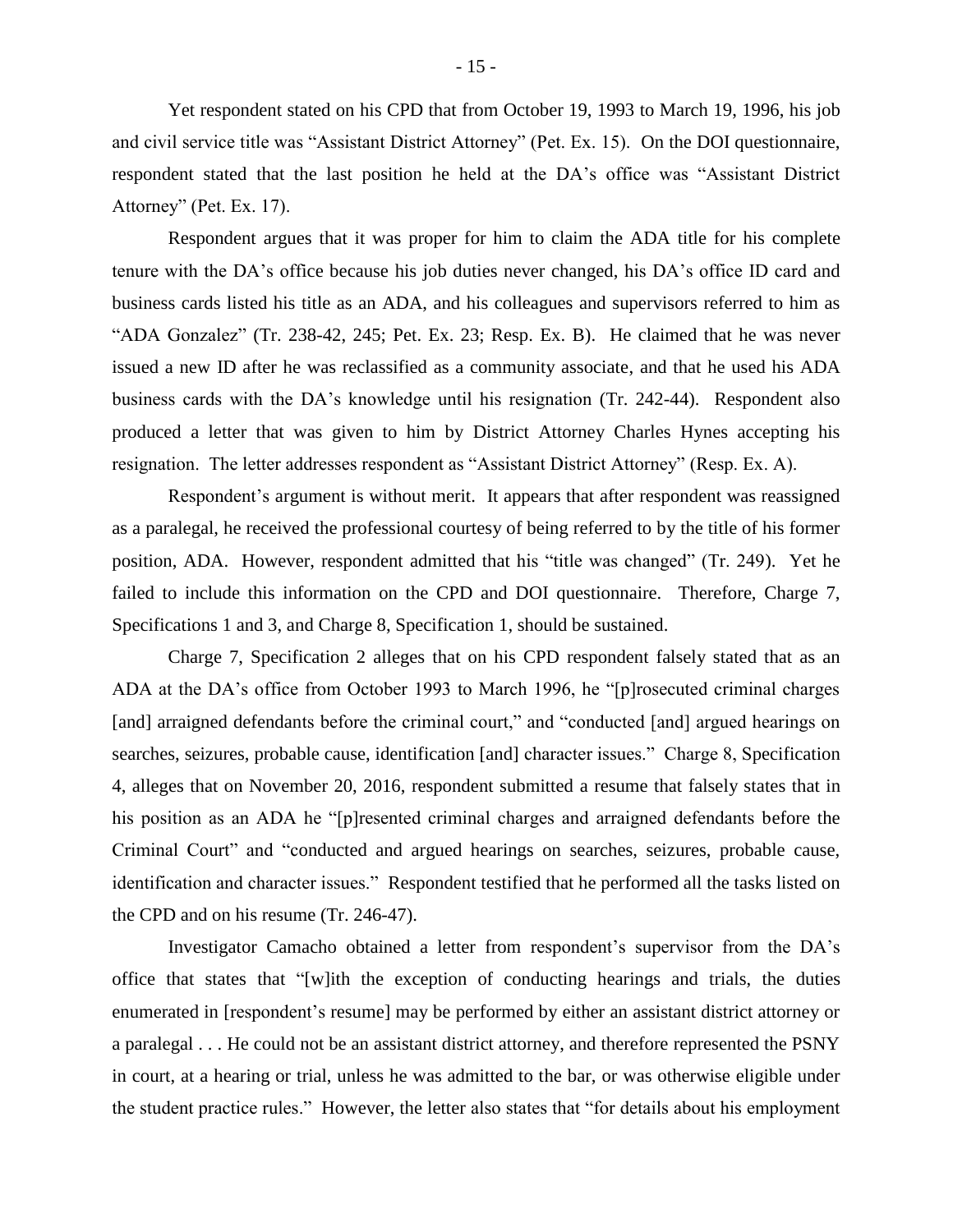Yet respondent stated on his CPD that from October 19, 1993 to March 19, 1996, his job and civil service title was "Assistant District Attorney" (Pet. Ex. 15). On the DOI questionnaire, respondent stated that the last position he held at the DA's office was "Assistant District Attorney" (Pet. Ex. 17).

Respondent argues that it was proper for him to claim the ADA title for his complete tenure with the DA's office because his job duties never changed, his DA's office ID card and business cards listed his title as an ADA, and his colleagues and supervisors referred to him as "ADA Gonzalez" (Tr. 238-42, 245; Pet. Ex. 23; Resp. Ex. B). He claimed that he was never issued a new ID after he was reclassified as a community associate, and that he used his ADA business cards with the DA's knowledge until his resignation (Tr. 242-44). Respondent also produced a letter that was given to him by District Attorney Charles Hynes accepting his resignation. The letter addresses respondent as "Assistant District Attorney" (Resp. Ex. A).

Respondent's argument is without merit. It appears that after respondent was reassigned as a paralegal, he received the professional courtesy of being referred to by the title of his former position, ADA. However, respondent admitted that his "title was changed" (Tr. 249). Yet he failed to include this information on the CPD and DOI questionnaire. Therefore, Charge 7, Specifications 1 and 3, and Charge 8, Specification 1, should be sustained.

Charge 7, Specification 2 alleges that on his CPD respondent falsely stated that as an ADA at the DA's office from October 1993 to March 1996, he "[p]rosecuted criminal charges [and] arraigned defendants before the criminal court," and "conducted [and] argued hearings on searches, seizures, probable cause, identification [and] character issues." Charge 8, Specification 4, alleges that on November 20, 2016, respondent submitted a resume that falsely states that in his position as an ADA he "[p]resented criminal charges and arraigned defendants before the Criminal Court" and "conducted and argued hearings on searches, seizures, probable cause, identification and character issues." Respondent testified that he performed all the tasks listed on the CPD and on his resume (Tr. 246-47).

Investigator Camacho obtained a letter from respondent's supervisor from the DA's office that states that "[w]ith the exception of conducting hearings and trials, the duties enumerated in [respondent's resume] may be performed by either an assistant district attorney or a paralegal . . . He could not be an assistant district attorney, and therefore represented the PSNY in court, at a hearing or trial, unless he was admitted to the bar, or was otherwise eligible under the student practice rules." However, the letter also states that "for details about his employment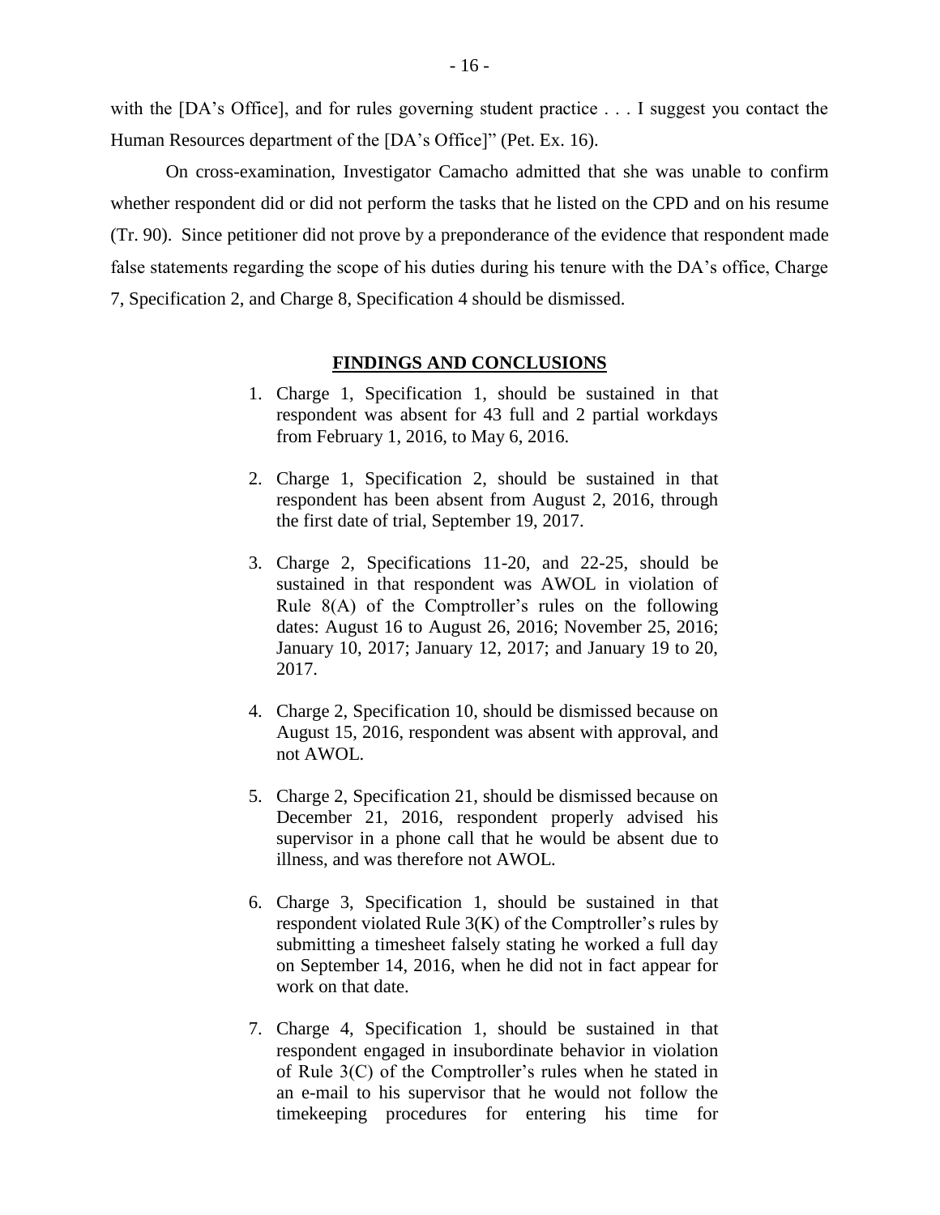with the [DA's Office], and for rules governing student practice . . . I suggest you contact the Human Resources department of the [DA's Office]" (Pet. Ex. 16).

On cross-examination, Investigator Camacho admitted that she was unable to confirm whether respondent did or did not perform the tasks that he listed on the CPD and on his resume (Tr. 90). Since petitioner did not prove by a preponderance of the evidence that respondent made false statements regarding the scope of his duties during his tenure with the DA's office, Charge 7, Specification 2, and Charge 8, Specification 4 should be dismissed.

## FINDINGS AND CONCLUSIONS

1. Charge 1, Specification 1, should be sustained in that respondent was absent for 43 full and 2 partial workdays from February 1, 2016, to May 6, 2016.

2. Charge 1, Specification 2, should be sustained in that respondent has been absent from August 2, 2016, through the first date of trial, September 19, 2017.

3. Charge 2, Specifications 11-20, and 22-25, should be sustained in that respondent was AWOL in violation of Rule 8(A) of the Comptroller's rules on the following dates: August 16 to August 26, 2016; November 25, 2016; January 10, 2017; January 12, 2017; and January 19 to 20, 2017.

4. Charge 2, Specification 10, should be dismissed because on August 15, 2016, respondent was absent with approval, and not AWOL.

5. Charge 2, Specification 21, should be dismissed because on December 21, 2016, respondent properly advised his supervisor in a phone call that he would be absent due to illness, and was therefore not AWOL.

6. Charge 3, Specification 1, should be sustained in that respondent violated Rule 3(K) of the Comptroller's rules by submitting a timesheet falsely stating he worked a full day on September 14, 2016, when he did not in fact appear for work on that date.

7. Charge 4, Specification 1, should be sustained in that respondent engaged in insubordinate behavior in violation of Rule 3(C) of the Comptroller's rules when he stated in an e-mail to his supervisor that he would not follow the timekeeping procedures for entering his time for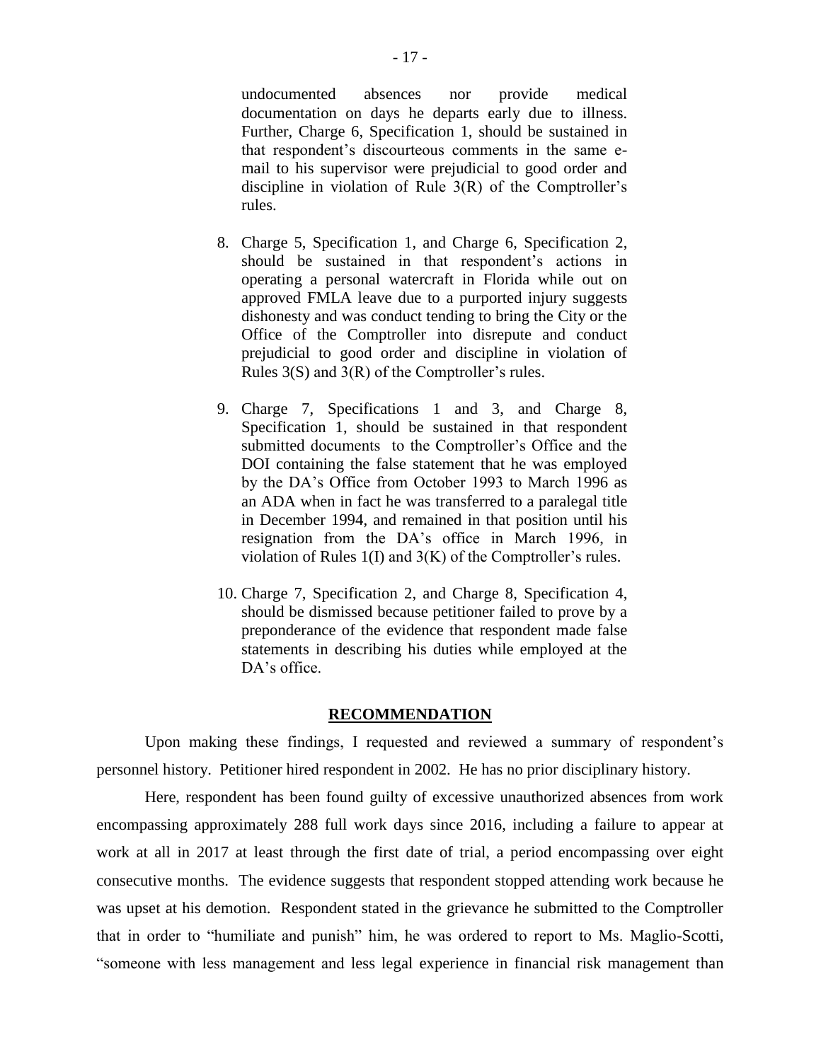undocumented absences nor provide medical documentation on days he departs early due to illness. Further, Charge 6, Specification 1, should be sustained in that respondent's discourteous comments in the same e-mail to his supervisor were prejudicial to good order and discipline in violation of Rule 3(R) of the Comptroller's rules.

8. Charge 5, Specification 1, and Charge 6, Specification 2, should be sustained in that respondent's actions in operating a personal watercraft in Florida while out on approved FMLA leave due to a purported injury suggests dishonesty and was conduct tending to bring the City or the Office of the Comptroller into disrepute and conduct prejudicial to good order and discipline in violation of Rules 3(S) and 3(R) of the Comptroller's rules.

9. Charge 7, Specifications 1 and 3, and Charge 8, Specification 1, should be sustained in that respondent submitted documents to the Comptroller's Office and the DOI containing the false statement that he was employed by the DA's Office from October 1993 to March 1996 as an ADA when in fact he was transferred to a paralegal title in December 1994, and remained in that position until his resignation from the DA's office in March 1996, in violation of Rules 1(I) and 3(K) of the Comptroller's rules.

10. Charge 7, Specification 2, and Charge 8, Specification 4, should be dismissed because petitioner failed to prove by a preponderance of the evidence that respondent made false statements in describing his duties while employed at the DA's office.

## RECOMMENDATION

Upon making these findings, I requested and reviewed a summary of respondent's personnel history. Petitioner hired respondent in 2002. He has no prior disciplinary history.

Here, respondent has been found guilty of excessive unauthorized absences from work encompassing approximately 288 full work days since 2016, including a failure to appear at work at all in 2017 at least through the first date of trial, a period encompassing over eight consecutive months. The evidence suggests that respondent stopped attending work because he was upset at his demotion. Respondent stated in the grievance he submitted to the Comptroller that in order to "humiliate and punish" him, he was ordered to report to Ms. Maglio-Scotti, "someone with less management and less legal experience in financial risk management than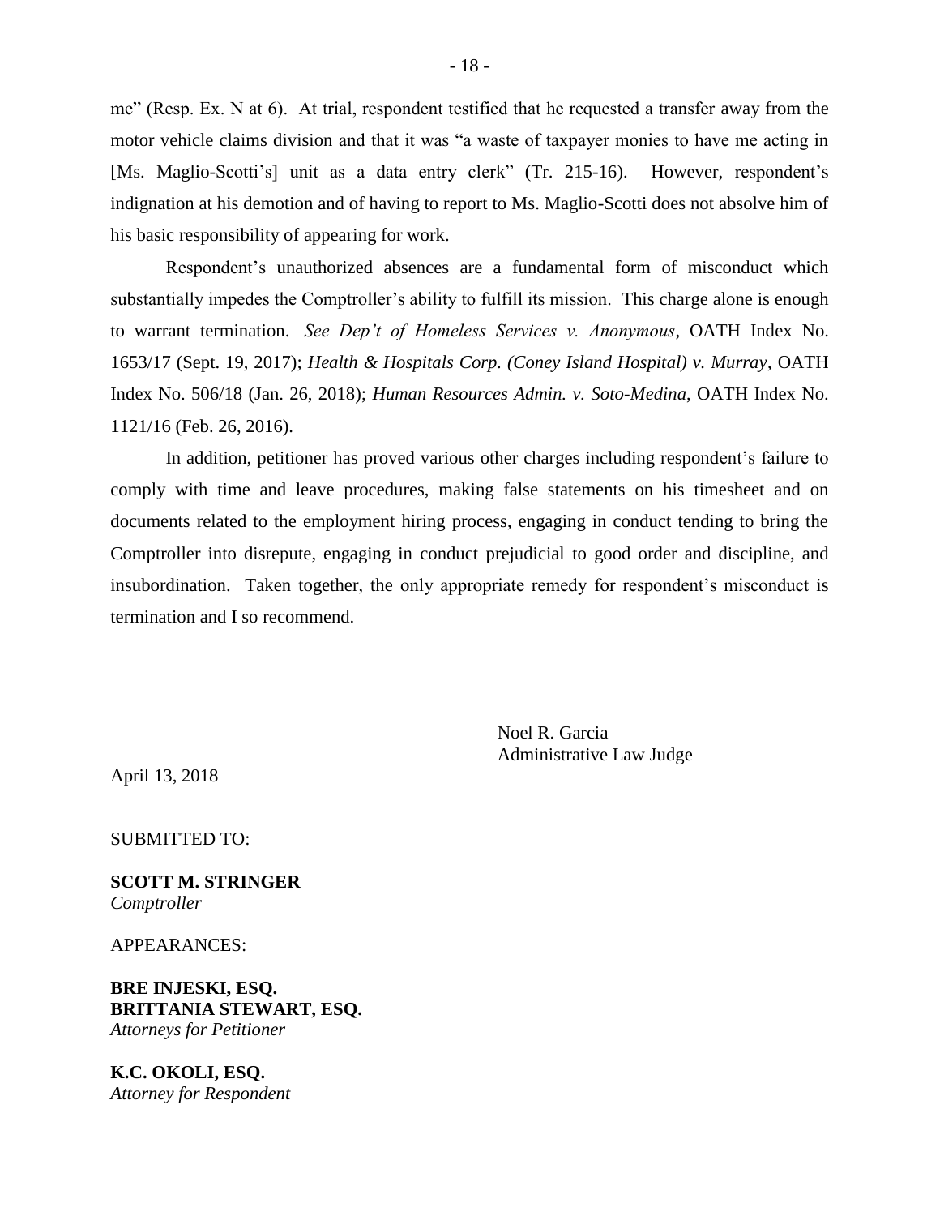me" (Resp. Ex. N at 6). At trial, respondent testified that he requested a transfer away from the motor vehicle claims division and that it was "a waste of taxpayer monies to have me acting in [Ms. Maglio-Scotti's] unit as a data entry clerk" (Tr. 215-16). However, respondent's indignation at his demotion and of having to report to Ms. Maglio-Scotti does not absolve him of his basic responsibility of appearing for work.

Respondent's unauthorized absences are a fundamental form of misconduct which substantially impedes the Comptroller's ability to fulfill its mission. This charge alone is enough to warrant termination. *See Dep't of Homeless Services v. Anonymous*, OATH Index No. 1653/17 (Sept. 19, 2017); *Health & Hospitals Corp. (Coney Island Hospital) v. Murray*, OATH Index No. 506/18 (Jan. 26, 2018); *Human Resources Admin. v. Soto-Medina*, OATH Index No. 1121/16 (Feb. 26, 2016).

In addition, petitioner has proved various other charges including respondent's failure to comply with time and leave procedures, making false statements on his timesheet and on documents related to the employment hiring process, engaging in conduct tending to bring the Comptroller into disrepute, engaging in conduct prejudicial to good order and discipline, and insubordination. Taken together, the only appropriate remedy for respondent's misconduct is termination and I so recommend.

Noel R. Garcia
Administrative Law Judge

April 13, 2018

SUBMITTED TO:

**SCOTT M. STRINGER**
*Comptroller*

APPEARANCES:

**BRE INJESKI, ESQ.**
**BRITTANIA STEWART, ESQ.**
*Attorneys for Petitioner*

**K.C. OKOLI, ESQ.**
*Attorney for Respondent*